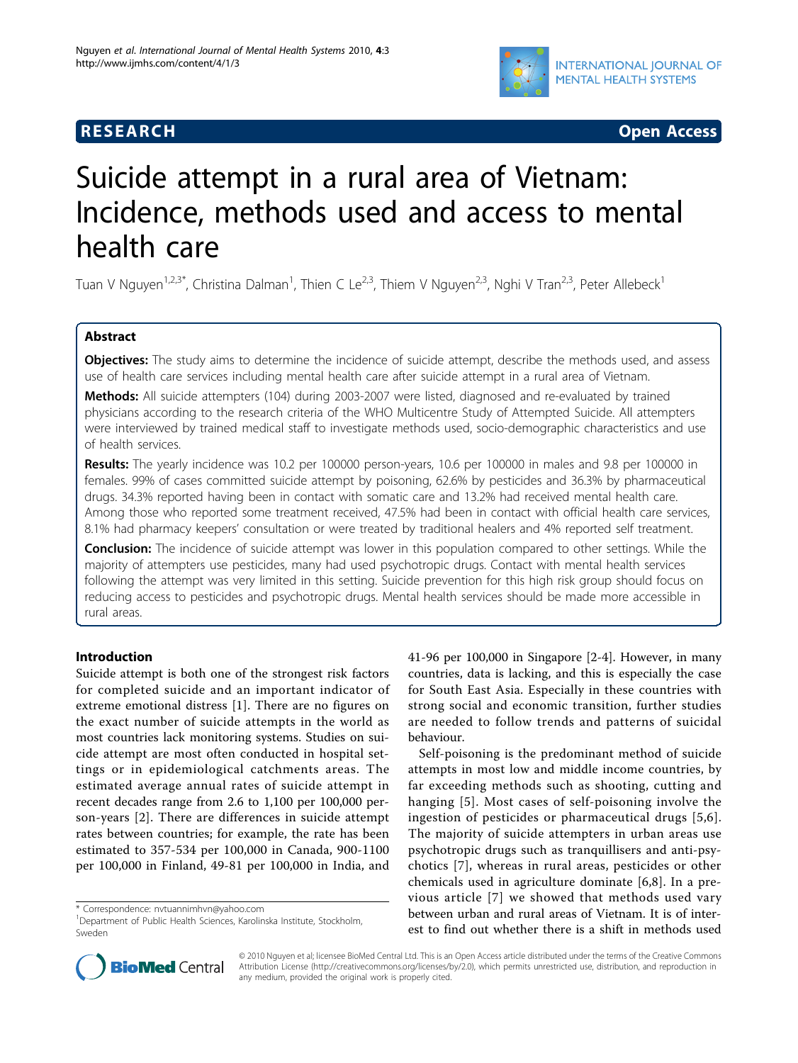**RESEARCH** **Open Access**

# Suicide attempt in a rural area of Vietnam: Incidence, methods used and access to mental health care

Tuan V Nguyen[1,2,3*], Christina Dalman[1], Thien C Le[2,3], Thiem V Nguyen[2,3], Nghi V Tran[2,3], Peter Allebeck[1]

## Abstract

**Objectives:** The study aims to determine the incidence of suicide attempt, describe the methods used, and assess use of health care services including mental health care after suicide attempt in a rural area of Vietnam.

**Methods:** All suicide attempters (104) during 2003-2007 were listed, diagnosed and re-evaluated by trained physicians according to the research criteria of the WHO Multicentre Study of Attempted Suicide. All attempters were interviewed by trained medical staff to investigate methods used, socio-demographic characteristics and use of health services.

**Results:** The yearly incidence was 10.2 per 100000 person-years, 10.6 per 100000 in males and 9.8 per 100000 in females. 99% of cases committed suicide attempt by poisoning, 62.6% by pesticides and 36.3% by pharmaceutical drugs. 34.3% reported having been in contact with somatic care and 13.2% had received mental health care. Among those who reported some treatment received, 47.5% had been in contact with official health care services, 8.1% had pharmacy keepers' consultation or were treated by traditional healers and 4% reported self treatment.

**Conclusion:** The incidence of suicide attempt was lower in this population compared to other settings. While the majority of attempters use pesticides, many had used psychotropic drugs. Contact with mental health services following the attempt was very limited in this setting. Suicide prevention for this high risk group should focus on reducing access to pesticides and psychotropic drugs. Mental health services should be made more accessible in rural areas.

## Introduction

Suicide attempt is both one of the strongest risk factors for completed suicide and an important indicator of extreme emotional distress [1]. There are no figures on the exact number of suicide attempts in the world as most countries lack monitoring systems. Studies on suicide attempt are most often conducted in hospital settings or in epidemiological catchments areas. The estimated average annual rates of suicide attempt in recent decades range from 2.6 to 1,100 per 100,000 person-years [2]. There are differences in suicide attempt rates between countries; for example, the rate has been estimated to 357-534 per 100,000 in Canada, 900-1100 per 100,000 in Finland, 49-81 per 100,000 in India, and 41-96 per 100,000 in Singapore [2-4]. However, in many countries, data is lacking, and this is especially the case for South East Asia. Especially in these countries with strong social and economic transition, further studies are needed to follow trends and patterns of suicidal behaviour.

Self-poisoning is the predominant method of suicide attempts in most low and middle income countries, by far exceeding methods such as shooting, cutting and hanging [5]. Most cases of self-poisoning involve the ingestion of pesticides or pharmaceutical drugs [5,6]. The majority of suicide attempters in urban areas use psychotropic drugs such as tranquillisers and anti-psychotics [7], whereas in rural areas, pesticides or other chemicals used in agriculture dominate [6,8]. In a previous article [7] we showed that methods used vary between urban and rural areas of Vietnam. It is of interest to find out whether there is a shift in methods used

\* Correspondence: nvtuannimhvn@yahoo.com
[1]Department of Public Health Sciences, Karolinska Institute, Stockholm, Sweden

© 2010 Nguyen et al; licensee BioMed Central Ltd. This is an Open Access article distributed under the terms of the Creative Commons Attribution License (http://creativecommons.org/licenses/by/2.0), which permits unrestricted use, distribution, and reproduction in any medium, provided the original work is properly cited.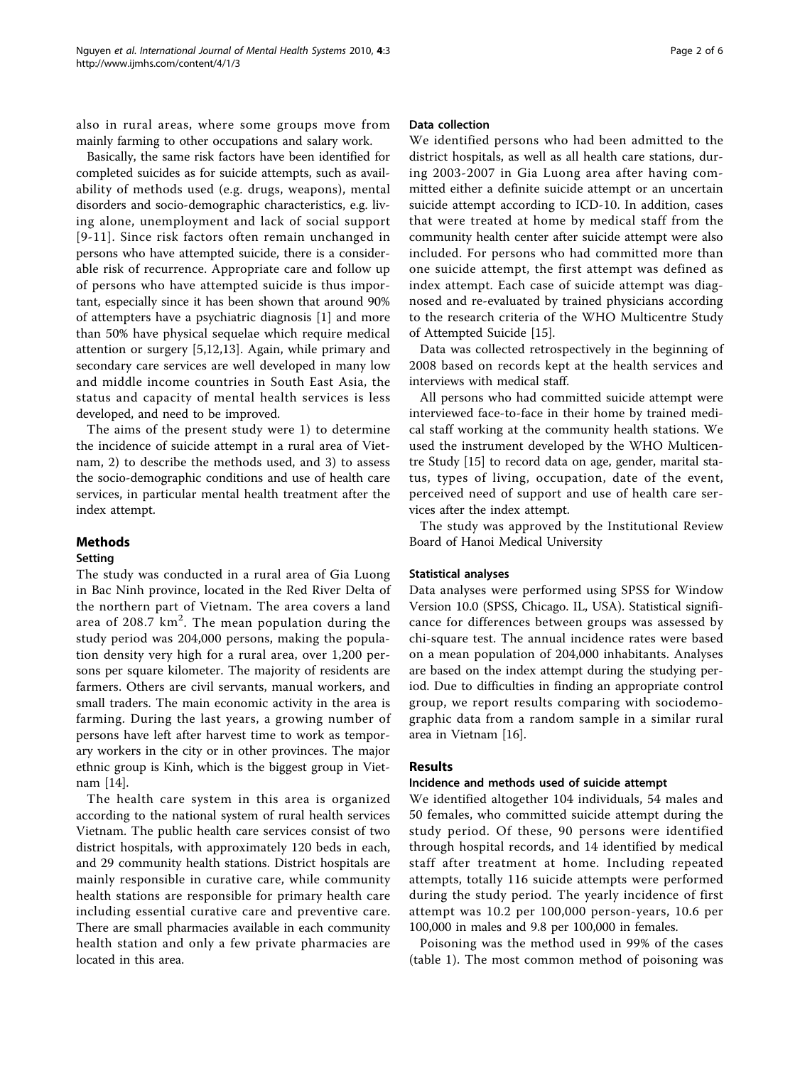also in rural areas, where some groups move from mainly farming to other occupations and salary work.

Basically, the same risk factors have been identified for completed suicides as for suicide attempts, such as availability of methods used (e.g. drugs, weapons), mental disorders and socio-demographic characteristics, e.g. living alone, unemployment and lack of social support [9-11]. Since risk factors often remain unchanged in persons who have attempted suicide, there is a considerable risk of recurrence. Appropriate care and follow up of persons who have attempted suicide is thus important, especially since it has been shown that around 90% of attempters have a psychiatric diagnosis [1] and more than 50% have physical sequelae which require medical attention or surgery [5,12,13]. Again, while primary and secondary care services are well developed in many low and middle income countries in South East Asia, the status and capacity of mental health services is less developed, and need to be improved.

The aims of the present study were 1) to determine the incidence of suicide attempt in a rural area of Vietnam, 2) to describe the methods used, and 3) to assess the socio-demographic conditions and use of health care services, in particular mental health treatment after the index attempt.

## Methods

### Setting

The study was conducted in a rural area of Gia Luong in Bac Ninh province, located in the Red River Delta of the northern part of Vietnam. The area covers a land area of 208.7 km$^2$. The mean population during the study period was 204,000 persons, making the population density very high for a rural area, over 1,200 persons per square kilometer. The majority of residents are farmers. Others are civil servants, manual workers, and small traders. The main economic activity in the area is farming. During the last years, a growing number of persons have left after harvest time to work as temporary workers in the city or in other provinces. The major ethnic group is Kinh, which is the biggest group in Vietnam [14].

The health care system in this area is organized according to the national system of rural health services Vietnam. The public health care services consist of two district hospitals, with approximately 120 beds in each, and 29 community health stations. District hospitals are mainly responsible in curative care, while community health stations are responsible for primary health care including essential curative care and preventive care. There are small pharmacies available in each community health station and only a few private pharmacies are located in this area.

### Data collection

We identified persons who had been admitted to the district hospitals, as well as all health care stations, during 2003-2007 in Gia Luong area after having committed either a definite suicide attempt or an uncertain suicide attempt according to ICD-10. In addition, cases that were treated at home by medical staff from the community health center after suicide attempt were also included. For persons who had committed more than one suicide attempt, the first attempt was defined as index attempt. Each case of suicide attempt was diagnosed and re-evaluated by trained physicians according to the research criteria of the WHO Multicentre Study of Attempted Suicide [15].

Data was collected retrospectively in the beginning of 2008 based on records kept at the health services and interviews with medical staff.

All persons who had committed suicide attempt were interviewed face-to-face in their home by trained medical staff working at the community health stations. We used the instrument developed by the WHO Multicentre Study [15] to record data on age, gender, marital status, types of living, occupation, date of the event, perceived need of support and use of health care services after the index attempt.

The study was approved by the Institutional Review Board of Hanoi Medical University

### Statistical analyses

Data analyses were performed using SPSS for Window Version 10.0 (SPSS, Chicago. IL, USA). Statistical significance for differences between groups was assessed by chi-square test. The annual incidence rates were based on a mean population of 204,000 inhabitants. Analyses are based on the index attempt during the studying period. Due to difficulties in finding an appropriate control group, we report results comparing with sociodemographic data from a random sample in a similar rural area in Vietnam [16].

## Results

### Incidence and methods used of suicide attempt

We identified altogether 104 individuals, 54 males and 50 females, who committed suicide attempt during the study period. Of these, 90 persons were identified through hospital records, and 14 identified by medical staff after treatment at home. Including repeated attempts, totally 116 suicide attempts were performed during the study period. The yearly incidence of first attempt was 10.2 per 100,000 person-years, 10.6 per 100,000 in males and 9.8 per 100,000 in females.

Poisoning was the method used in 99% of the cases (table 1). The most common method of poisoning was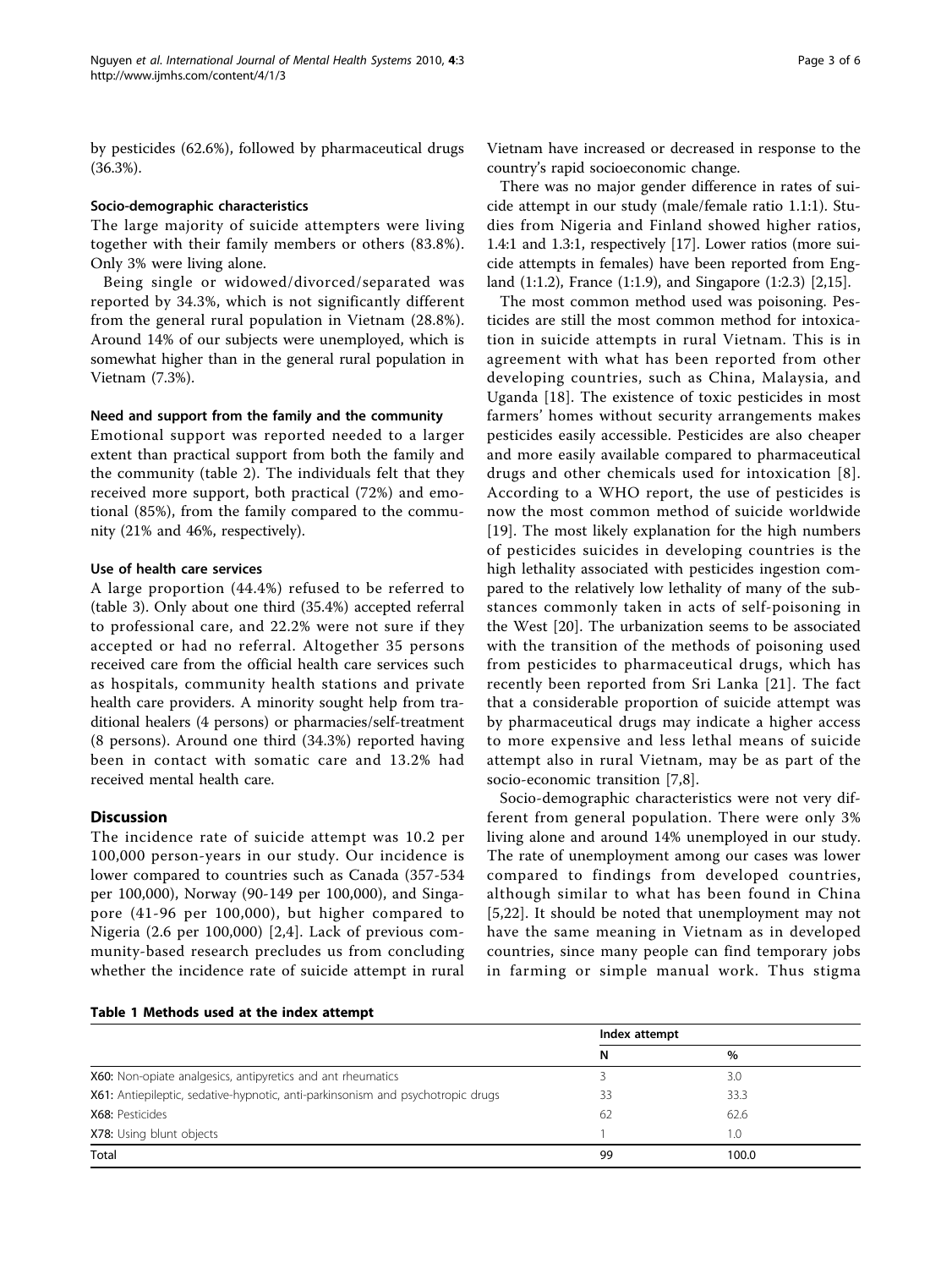by pesticides (62.6%), followed by pharmaceutical drugs (36.3%).

#### Socio-demographic characteristics

The large majority of suicide attempters were living together with their family members or others (83.8%). Only 3% were living alone.

Being single or widowed/divorced/separated was reported by 34.3%, which is not significantly different from the general rural population in Vietnam (28.8%). Around 14% of our subjects were unemployed, which is somewhat higher than in the general rural population in Vietnam (7.3%).

#### Need and support from the family and the community

Emotional support was reported needed to a larger extent than practical support from both the family and the community (table 2). The individuals felt that they received more support, both practical (72%) and emotional (85%), from the family compared to the community (21% and 46%, respectively).

#### Use of health care services

A large proportion (44.4%) refused to be referred to (table 3). Only about one third (35.4%) accepted referral to professional care, and 22.2% were not sure if they accepted or had no referral. Altogether 35 persons received care from the official health care services such as hospitals, community health stations and private health care providers. A minority sought help from traditional healers (4 persons) or pharmacies/self-treatment (8 persons). Around one third (34.3%) reported having been in contact with somatic care and 13.2% had received mental health care.

## Discussion

The incidence rate of suicide attempt was 10.2 per 100,000 person-years in our study. Our incidence is lower compared to countries such as Canada (357-534 per 100,000), Norway (90-149 per 100,000), and Singapore (41-96 per 100,000), but higher compared to Nigeria (2.6 per 100,000) [2,4]. Lack of previous community-based research precludes us from concluding whether the incidence rate of suicide attempt in rural Vietnam have increased or decreased in response to the country's rapid socioeconomic change.

There was no major gender difference in rates of suicide attempt in our study (male/female ratio 1.1:1). Studies from Nigeria and Finland showed higher ratios, 1.4:1 and 1.3:1, respectively [17]. Lower ratios (more suicide attempts in females) have been reported from England (1:1.2), France (1:1.9), and Singapore (1:2.3) [2,15].

The most common method used was poisoning. Pesticides are still the most common method for intoxication in suicide attempts in rural Vietnam. This is in agreement with what has been reported from other developing countries, such as China, Malaysia, and Uganda [18]. The existence of toxic pesticides in most farmers' homes without security arrangements makes pesticides easily accessible. Pesticides are also cheaper and more easily available compared to pharmaceutical drugs and other chemicals used for intoxication [8]. According to a WHO report, the use of pesticides is now the most common method of suicide worldwide [19]. The most likely explanation for the high numbers of pesticides suicides in developing countries is the high lethality associated with pesticides ingestion compared to the relatively low lethality of many of the substances commonly taken in acts of self-poisoning in the West [20]. The urbanization seems to be associated with the transition of the methods of poisoning used from pesticides to pharmaceutical drugs, which has recently been reported from Sri Lanka [21]. The fact that a considerable proportion of suicide attempt was by pharmaceutical drugs may indicate a higher access to more expensive and less lethal means of suicide attempt also in rural Vietnam, may be as part of the socio-economic transition [7,8].

Socio-demographic characteristics were not very different from general population. There were only 3% living alone and around 14% unemployed in our study. The rate of unemployment among our cases was lower compared to findings from developed countries, although similar to what has been found in China [5,22]. It should be noted that unemployment may not have the same meaning in Vietnam as in developed countries, since many people can find temporary jobs in farming or simple manual work. Thus stigma

**Table 1 Methods used at the index attempt**

| | Index attempt | |
|---|---|---|
| | N | % |
| **X60:** Non-opiate analgesics, antipyretics and ant rheumatics | 3 | 3.0 |
| **X61:** Antiepileptic, sedative-hypnotic, anti-parkinsonism and psychotropic drugs | 33 | 33.3 |
| **X68:** Pesticides | 62 | 62.6 |
| **X78:** Using blunt objects | 1 | 1.0 |
| Total | 99 | 100.0 |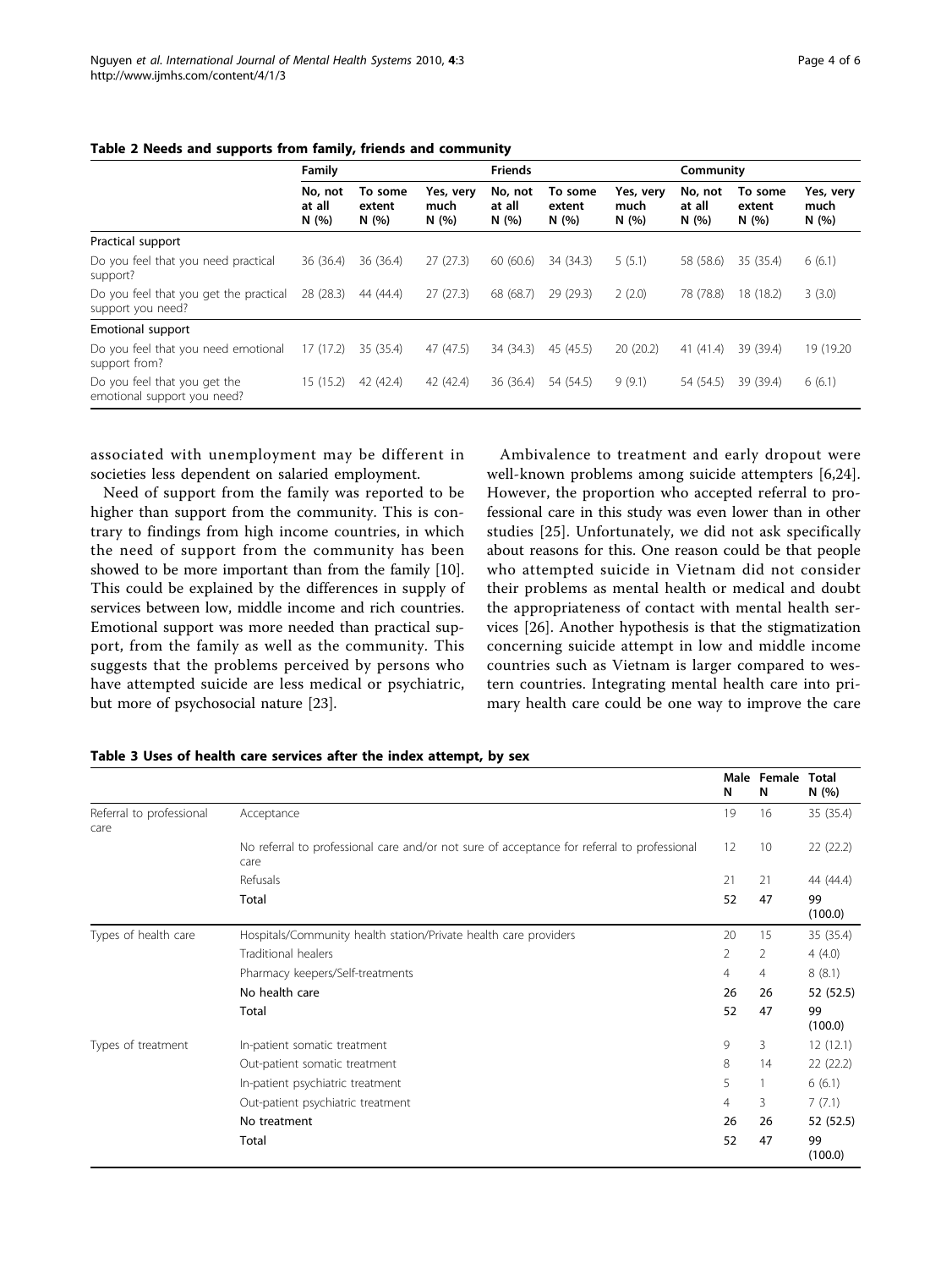**Table 2 Needs and supports from family, friends and community**

| | Family | | | Friends | | | Community | | |
|---|---|---|---|---|---|---|---|---|---|
| | No, not at all N (%) | To some extent N (%) | Yes, very much N (%) | No, not at all N (%) | To some extent N (%) | Yes, very much N (%) | No, not at all N (%) | To some extent N (%) | Yes, very much N (%) |
| Practical support | | | | | | | | | |
| Do you feel that you need practical support? | 36 (36.4) | 36 (36.4) | 27 (27.3) | 60 (60.6) | 34 (34.3) | 5 (5.1) | 58 (58.6) | 35 (35.4) | 6 (6.1) |
| Do you feel that you get the practical support you need? | 28 (28.3) | 44 (44.4) | 27 (27.3) | 68 (68.7) | 29 (29.3) | 2 (2.0) | 78 (78.8) | 18 (18.2) | 3 (3.0) |
| Emotional support | | | | | | | | | |
| Do you feel that you need emotional support from? | 17 (17.2) | 35 (35.4) | 47 (47.5) | 34 (34.3) | 45 (45.5) | 20 (20.2) | 41 (41.4) | 39 (39.4) | 19 (19.20 |
| Do you feel that you get the emotional support you need? | 15 (15.2) | 42 (42.4) | 42 (42.4) | 36 (36.4) | 54 (54.5) | 9 (9.1) | 54 (54.5) | 39 (39.4) | 6 (6.1) |

associated with unemployment may be different in societies less dependent on salaried employment.

Need of support from the family was reported to be higher than support from the community. This is contrary to findings from high income countries, in which the need of support from the community has been showed to be more important than from the family [10]. This could be explained by the differences in supply of services between low, middle income and rich countries. Emotional support was more needed than practical support, from the family as well as the community. This suggests that the problems perceived by persons who have attempted suicide are less medical or psychiatric, but more of psychosocial nature [23].

Ambivalence to treatment and early dropout were well-known problems among suicide attempters [6,24]. However, the proportion who accepted referral to professional care in this study was even lower than in other studies [25]. Unfortunately, we did not ask specifically about reasons for this. One reason could be that people who attempted suicide in Vietnam did not consider their problems as mental health or medical and doubt the appropriateness of contact with mental health services [26]. Another hypothesis is that the stigmatization concerning suicide attempt in low and middle income countries such as Vietnam is larger compared to western countries. Integrating mental health care into primary health care could be one way to improve the care

**Table 3 Uses of health care services after the index attempt, by sex**

| | | Male N | Female N | Total N (%) |
|---|---|---|---|---|
| Referral to professional care | Acceptance | 19 | 16 | 35 (35.4) |
| | No referral to professional care and/or not sure of acceptance for referral to professional care | 12 | 10 | 22 (22.2) |
| | Refusals | 21 | 21 | 44 (44.4) |
| | **Total** | **52** | **47** | **99 (100.0)** |
| Types of health care | Hospitals/Community health station/Private health care providers | 20 | 15 | 35 (35.4) |
| | Traditional healers | 2 | 2 | 4 (4.0) |
| | Pharmacy keepers/Self-treatments | 4 | 4 | 8 (8.1) |
| | **No health care** | **26** | **26** | **52 (52.5)** |
| | **Total** | **52** | **47** | **99 (100.0)** |
| Types of treatment | In-patient somatic treatment | 9 | 3 | 12 (12.1) |
| | Out-patient somatic treatment | 8 | 14 | 22 (22.2) |
| | In-patient psychiatric treatment | 5 | 1 | 6 (6.1) |
| | Out-patient psychiatric treatment | 4 | 3 | 7 (7.1) |
| | **No treatment** | **26** | **26** | **52 (52.5)** |
| | **Total** | **52** | **47** | **99 (100.0)** |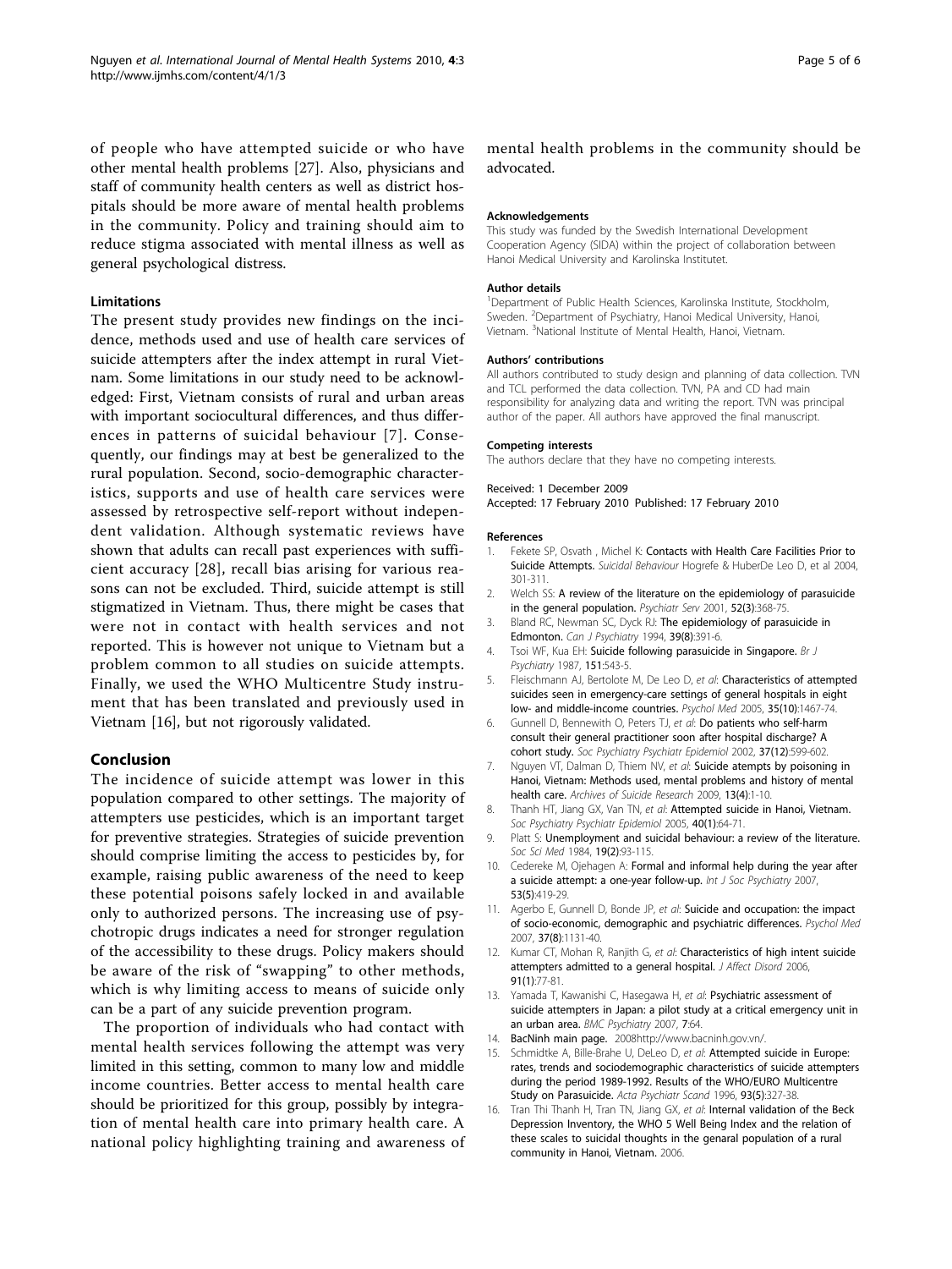of people who have attempted suicide or who have other mental health problems [27]. Also, physicians and staff of community health centers as well as district hospitals should be more aware of mental health problems in the community. Policy and training should aim to reduce stigma associated with mental illness as well as general psychological distress.

### Limitations

The present study provides new findings on the incidence, methods used and use of health care services of suicide attempters after the index attempt in rural Vietnam. Some limitations in our study need to be acknowledged: First, Vietnam consists of rural and urban areas with important sociocultural differences, and thus differences in patterns of suicidal behaviour [7]. Consequently, our findings may at best be generalized to the rural population. Second, socio-demographic characteristics, supports and use of health care services were assessed by retrospective self-report without independent validation. Although systematic reviews have shown that adults can recall past experiences with sufficient accuracy [28], recall bias arising for various reasons can not be excluded. Third, suicide attempt is still stigmatized in Vietnam. Thus, there might be cases that were not in contact with health services and not reported. This is however not unique to Vietnam but a problem common to all studies on suicide attempts. Finally, we used the WHO Multicentre Study instrument that has been translated and previously used in Vietnam [16], but not rigorously validated.

## Conclusion

The incidence of suicide attempt was lower in this population compared to other settings. The majority of attempters use pesticides, which is an important target for preventive strategies. Strategies of suicide prevention should comprise limiting the access to pesticides by, for example, raising public awareness of the need to keep these potential poisons safely locked in and available only to authorized persons. The increasing use of psychotropic drugs indicates a need for stronger regulation of the accessibility to these drugs. Policy makers should be aware of the risk of "swapping" to other methods, which is why limiting access to means of suicide only can be a part of any suicide prevention program.

The proportion of individuals who had contact with mental health services following the attempt was very limited in this setting, common to many low and middle income countries. Better access to mental health care should be prioritized for this group, possibly by integration of mental health care into primary health care. A national policy highlighting training and awareness of mental health problems in the community should be advocated.

#### Acknowledgements

This study was funded by the Swedish International Development Cooperation Agency (SIDA) within the project of collaboration between Hanoi Medical University and Karolinska Institutet.

#### Author details

[1]Department of Public Health Sciences, Karolinska Institute, Stockholm, Sweden. [2]Department of Psychiatry, Hanoi Medical University, Hanoi, Vietnam. [3]National Institute of Mental Health, Hanoi, Vietnam.

#### Authors' contributions

All authors contributed to study design and planning of data collection. TVN and TCL performed the data collection. TVN, PA and CD had main responsibility for analyzing data and writing the report. TVN was principal author of the paper. All authors have approved the final manuscript.

#### Competing interests

The authors declare that they have no competing interests.

Received: 1 December 2009
Accepted: 17 February 2010 Published: 17 February 2010

#### References

1. Fekete SP, Osvath , Michel K: **Contacts with Health Care Facilities Prior to Suicide Attempts.** *Suicidal Behaviour* Hogrefe & HuberDe Leo D, et al 2004, 301-311.
2. Welch SS: **A review of the literature on the epidemiology of parasuicide in the general population.** *Psychiatr Serv* 2001, **52(3)**:368-75.
3. Bland RC, Newman SC, Dyck RJ: **The epidemiology of parasuicide in Edmonton.** *Can J Psychiatry* 1994, **39(8)**:391-6.
4. Tsoi WF, Kua EH: **Suicide following parasuicide in Singapore.** *Br J Psychiatry* 1987, **151**:543-5.
5. Fleischmann AJ, Bertolote M, De Leo D, *et al*: **Characteristics of attempted suicides seen in emergency-care settings of general hospitals in eight low- and middle-income countries.** *Psychol Med* 2005, **35(10)**:1467-74.
6. Gunnell D, Bennewith O, Peters TJ, *et al*: **Do patients who self-harm consult their general practitioner soon after hospital discharge? A cohort study.** *Soc Psychiatry Psychiatr Epidemiol* 2002, **37(12)**:599-602.
7. Nguyen VT, Dalman D, Thiem NV, *et al*: **Suicide atempts by poisoning in Hanoi, Vietnam: Methods used, mental problems and history of mental health care.** *Archives of Suicide Research* 2009, **13(4)**:1-10.
8. Thanh HT, Jiang GX, Van TN, *et al*: **Attempted suicide in Hanoi, Vietnam.** *Soc Psychiatry Psychiatr Epidemiol* 2005, **40(1)**:64-71.
9. Platt S: **Unemployment and suicidal behaviour: a review of the literature.** *Soc Sci Med* 1984, **19(2)**:93-115.
10. Cedereke M, Ojehagen A: **Formal and informal help during the year after a suicide attempt: a one-year follow-up.** *Int J Soc Psychiatry* 2007, **53(5)**:419-29.
11. Agerbo E, Gunnell D, Bonde JP, *et al*: **Suicide and occupation: the impact of socio-economic, demographic and psychiatric differences.** *Psychol Med* 2007, **37(8)**:1131-40.
12. Kumar CT, Mohan R, Ranjith G, *et al*: **Characteristics of high intent suicide attempters admitted to a general hospital.** *J Affect Disord* 2006, **91(1)**:77-81.
13. Yamada T, Kawanishi C, Hasegawa H, *et al*: **Psychiatric assessment of suicide attempters in Japan: a pilot study at a critical emergency unit in an urban area.** *BMC Psychiatry* 2007, **7**:64.
14. **BacNinh main page.** 2008http://www.bacninh.gov.vn/.
15. Schmidtke A, Bille-Brahe U, DeLeo D, *et al*: **Attempted suicide in Europe: rates, trends and sociodemographic characteristics of suicide attempters during the period 1989-1992. Results of the WHO/EURO Multicentre Study on Parasuicide.** *Acta Psychiatr Scand* 1996, **93(5)**:327-38.
16. Tran Thi Thanh H, Tran TN, Jiang GX, *et al*: **Internal validation of the Beck Depression Inventory, the WHO 5 Well Being Index and the relation of these scales to suicidal thoughts in the genaral population of a rural community in Hanoi, Vietnam.** 2006.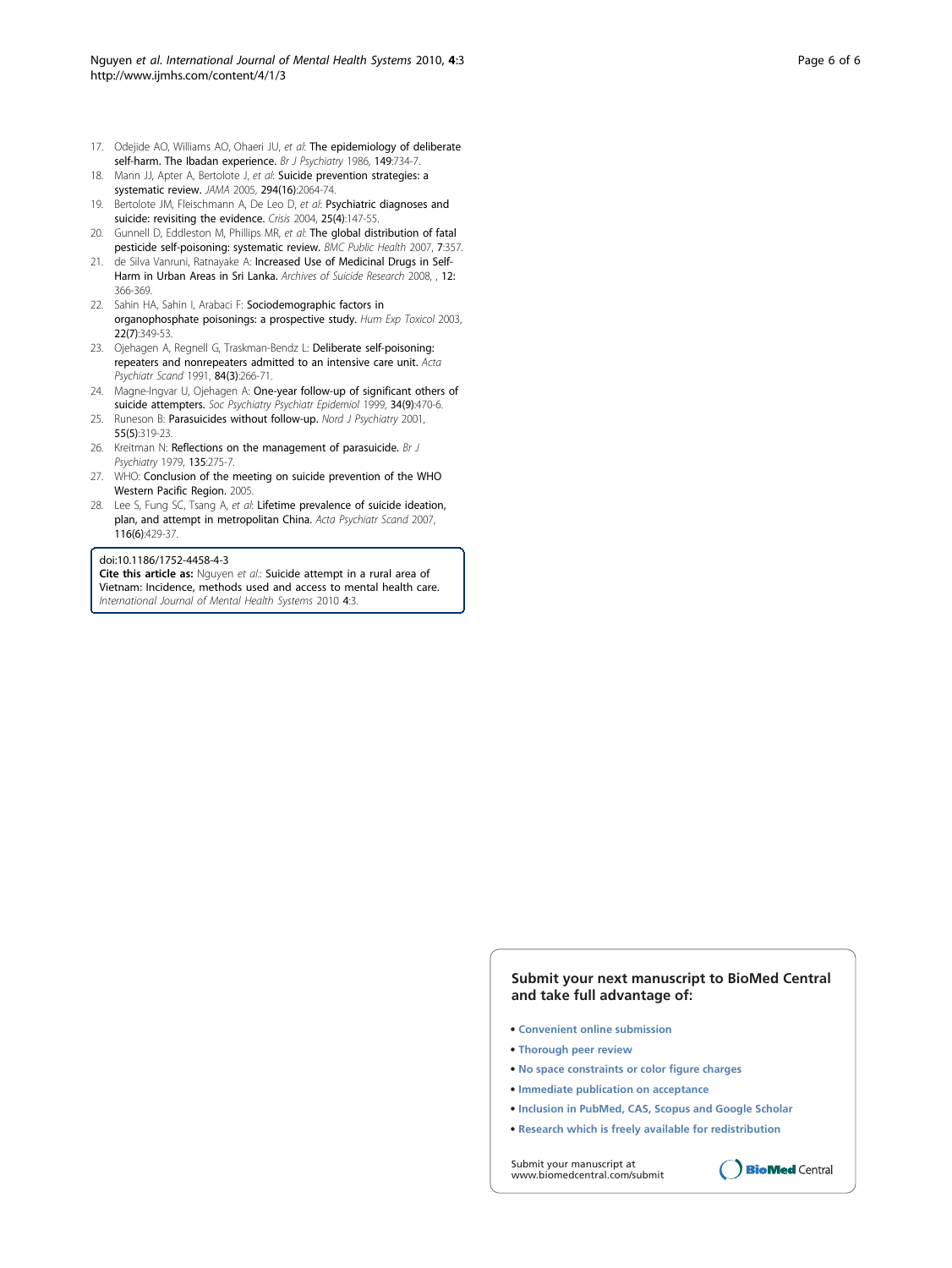17. Odejide AO, Williams AO, Ohaeri JU, *et al*: **The epidemiology of deliberate self-harm. The Ibadan experience.** *Br J Psychiatry* 1986, **149**:734-7.
18. Mann JJ, Apter A, Bertolote J, *et al*: **Suicide prevention strategies: a systematic review.** *JAMA* 2005, **294(16)**:2064-74.
19. Bertolote JM, Fleischmann A, De Leo D, *et al*: **Psychiatric diagnoses and suicide: revisiting the evidence.** *Crisis* 2004, **25(4)**:147-55.
20. Gunnell D, Eddleston M, Phillips MR, *et al*: **The global distribution of fatal pesticide self-poisoning: systematic review.** *BMC Public Health* 2007, **7**:357.
21. de Silva Vanruni, Ratnayake A: **Increased Use of Medicinal Drugs in Self-Harm in Urban Areas in Sri Lanka.** *Archives of Suicide Research* 2008, , **12**: 366-369.
22. Sahin HA, Sahin I, Arabaci F: **Sociodemographic factors in organophosphate poisonings: a prospective study.** *Hum Exp Toxicol* 2003, **22(7)**:349-53.
23. Ojehagen A, Regnell G, Traskman-Bendz L: **Deliberate self-poisoning: repeaters and nonrepeaters admitted to an intensive care unit.** *Acta Psychiatr Scand* 1991, **84(3)**:266-71.
24. Magne-Ingvar U, Ojehagen A: **One-year follow-up of significant others of suicide attempters.** *Soc Psychiatry Psychiatr Epidemiol* 1999, **34(9)**:470-6.
25. Runeson B: **Parasuicides without follow-up.** *Nord J Psychiatry* 2001, **55(5)**:319-23.
26. Kreitman N: **Reflections on the management of parasuicide.** *Br J Psychiatry* 1979, **135**:275-7.
27. WHO: **Conclusion of the meeting on suicide prevention of the WHO Western Pacific Region.** 2005.
28. Lee S, Fung SC, Tsang A, *et al*: **Lifetime prevalence of suicide ideation, plan, and attempt in metropolitan China.** *Acta Psychiatr Scand* 2007, **116(6)**:429-37.

doi:10.1186/1752-4458-4-3

**Cite this article as:** Nguyen *et al.*: Suicide attempt in a rural area of Vietnam: Incidence, methods used and access to mental health care. *International Journal of Mental Health Systems* 2010 **4**:3.

**Submit your next manuscript to BioMed Central and take full advantage of:**

- **Convenient online submission**
- **Thorough peer review**
- **No space constraints or color figure charges**
- **Immediate publication on acceptance**
- **Inclusion in PubMed, CAS, Scopus and Google Scholar**
- **Research which is freely available for redistribution**

Submit your manuscript at www.biomedcentral.com/submit

BioMed Central